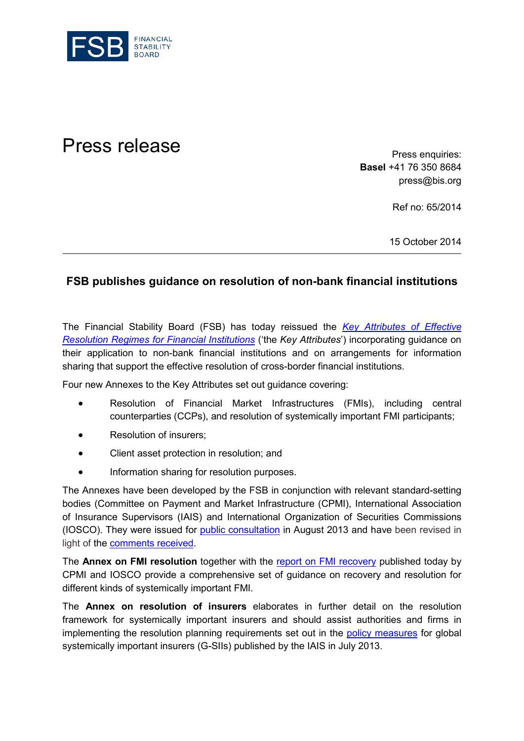# Press release

Press enquiries:
**Basel** +41 76 350 8684
press@bis.org

Ref no: 65/2014

15 October 2014

## FSB publishes guidance on resolution of non-bank financial institutions

The Financial Stability Board (FSB) has today reissued the *Key Attributes of Effective Resolution Regimes for Financial Institutions* ('the *Key Attributes*') incorporating guidance on their application to non-bank financial institutions and on arrangements for information sharing that support the effective resolution of cross-border financial institutions.

Four new Annexes to the Key Attributes set out guidance covering:

- Resolution of Financial Market Infrastructures (FMIs), including central counterparties (CCPs), and resolution of systemically important FMI participants;
- Resolution of insurers;
- Client asset protection in resolution; and
- Information sharing for resolution purposes.

The Annexes have been developed by the FSB in conjunction with relevant standard-setting bodies (Committee on Payment and Market Infrastructure (CPMI), International Association of Insurance Supervisors (IAIS) and International Organization of Securities Commissions (IOSCO). They were issued for public consultation in August 2013 and have been revised in light of the comments received.

The **Annex on FMI resolution** together with the report on FMI recovery published today by CPMI and IOSCO provide a comprehensive set of guidance on recovery and resolution for different kinds of systemically important FMI.

The **Annex on resolution of insurers** elaborates in further detail on the resolution framework for systemically important insurers and should assist authorities and firms in implementing the resolution planning requirements set out in the policy measures for global systemically important insurers (G-SIIs) published by the IAIS in July 2013.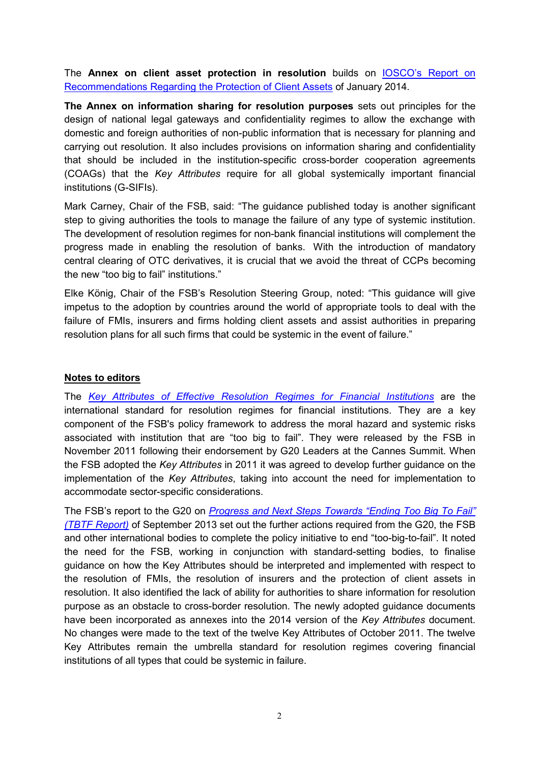The **Annex on client asset protection in resolution** builds on IOSCO's Report on Recommendations Regarding the Protection of Client Assets of January 2014.

**The Annex on information sharing for resolution purposes** sets out principles for the design of national legal gateways and confidentiality regimes to allow the exchange with domestic and foreign authorities of non-public information that is necessary for planning and carrying out resolution. It also includes provisions on information sharing and confidentiality that should be included in the institution-specific cross-border cooperation agreements (COAGs) that the *Key Attributes* require for all global systemically important financial institutions (G-SIFIs).

Mark Carney, Chair of the FSB, said: "The guidance published today is another significant step to giving authorities the tools to manage the failure of any type of systemic institution. The development of resolution regimes for non-bank financial institutions will complement the progress made in enabling the resolution of banks. With the introduction of mandatory central clearing of OTC derivatives, it is crucial that we avoid the threat of CCPs becoming the new "too big to fail" institutions."

Elke König, Chair of the FSB's Resolution Steering Group, noted: "This guidance will give impetus to the adoption by countries around the world of appropriate tools to deal with the failure of FMIs, insurers and firms holding client assets and assist authorities in preparing resolution plans for all such firms that could be systemic in the event of failure."

## Notes to editors

The *Key Attributes of Effective Resolution Regimes for Financial Institutions* are the international standard for resolution regimes for financial institutions. They are a key component of the FSB's policy framework to address the moral hazard and systemic risks associated with institution that are "too big to fail". They were released by the FSB in November 2011 following their endorsement by G20 Leaders at the Cannes Summit. When the FSB adopted the *Key Attributes* in 2011 it was agreed to develop further guidance on the implementation of the *Key Attributes*, taking into account the need for implementation to accommodate sector-specific considerations.

The FSB's report to the G20 on *Progress and Next Steps Towards "Ending Too Big To Fail" (TBTF Report)* of September 2013 set out the further actions required from the G20, the FSB and other international bodies to complete the policy initiative to end "too-big-to-fail". It noted the need for the FSB, working in conjunction with standard-setting bodies, to finalise guidance on how the Key Attributes should be interpreted and implemented with respect to the resolution of FMIs, the resolution of insurers and the protection of client assets in resolution. It also identified the lack of ability for authorities to share information for resolution purpose as an obstacle to cross-border resolution. The newly adopted guidance documents have been incorporated as annexes into the 2014 version of the *Key Attributes* document. No changes were made to the text of the twelve Key Attributes of October 2011. The twelve Key Attributes remain the umbrella standard for resolution regimes covering financial institutions of all types that could be systemic in failure.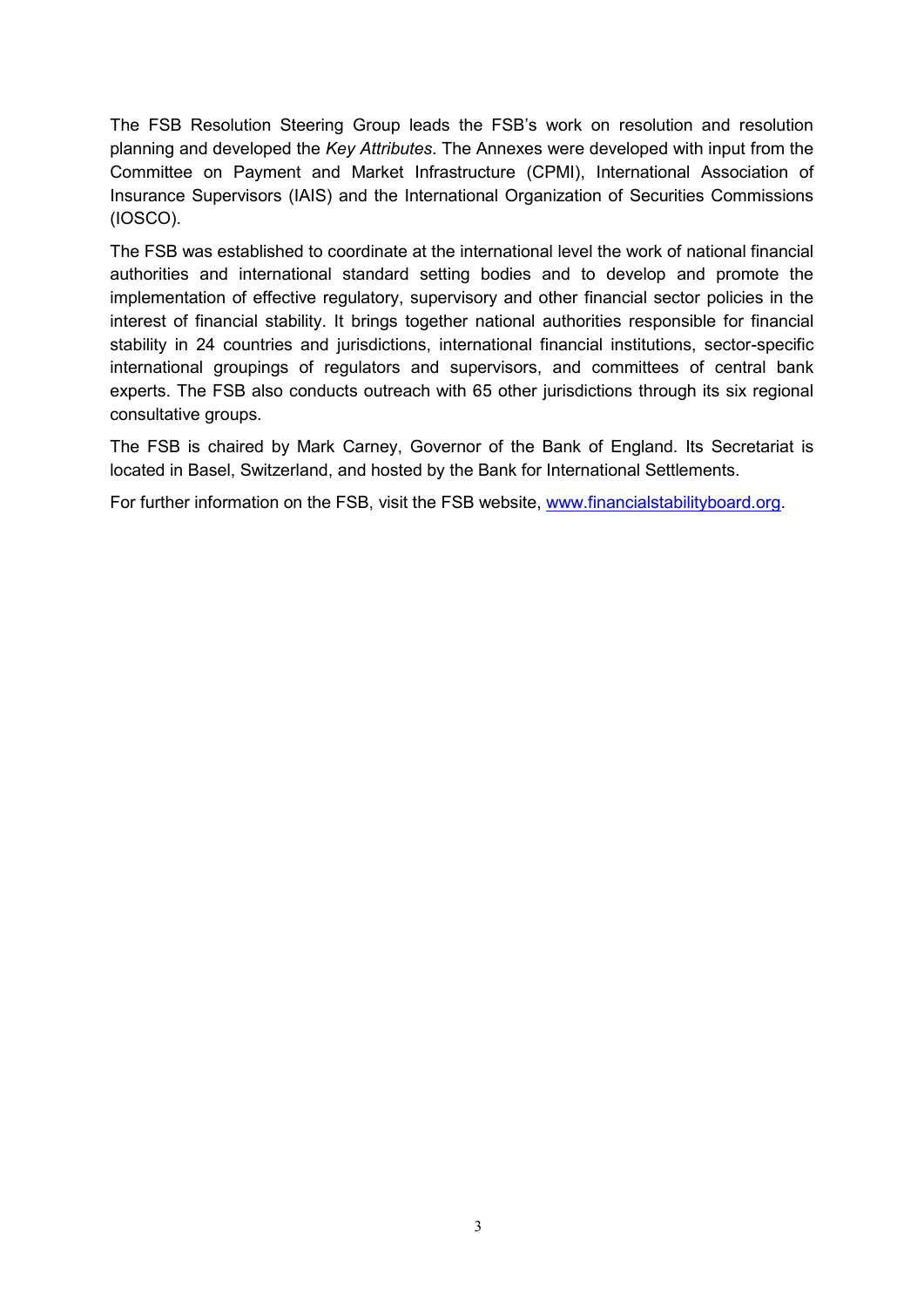The FSB Resolution Steering Group leads the FSB's work on resolution and resolution planning and developed the *Key Attributes*. The Annexes were developed with input from the Committee on Payment and Market Infrastructure (CPMI), International Association of Insurance Supervisors (IAIS) and the International Organization of Securities Commissions (IOSCO).

The FSB was established to coordinate at the international level the work of national financial authorities and international standard setting bodies and to develop and promote the implementation of effective regulatory, supervisory and other financial sector policies in the interest of financial stability. It brings together national authorities responsible for financial stability in 24 countries and jurisdictions, international financial institutions, sector-specific international groupings of regulators and supervisors, and committees of central bank experts. The FSB also conducts outreach with 65 other jurisdictions through its six regional consultative groups.

The FSB is chaired by Mark Carney, Governor of the Bank of England. Its Secretariat is located in Basel, Switzerland, and hosted by the Bank for International Settlements.

For further information on the FSB, visit the FSB website, [www.financialstabilityboard.org](http://www.financialstabilityboard.org).